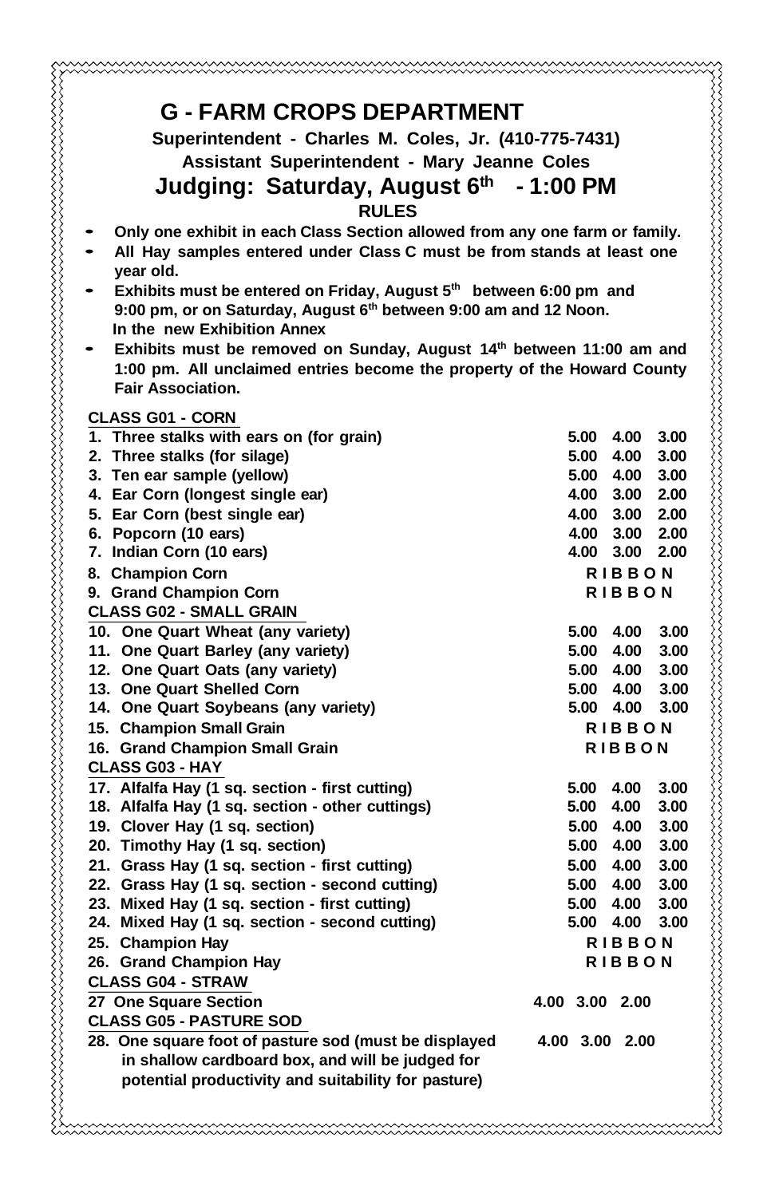# G - FARM CROPS DEPARTMENT

**Superintendent - Charles M. Coles, Jr. (410-775-7431)**

**Assistant Superintendent - Mary Jeanne Coles**

## Judging: Saturday, August 6th - 1:00 PM

**RULES**

- Only one exhibit in each Class Section allowed from any one farm or family.
- All Hay samples entered under Class C must be from stands at least one year old.
- Exhibits must be entered on Friday, August 5th between 6:00 pm and 9:00 pm, or on Saturday, August 6th between 9:00 am and 12 Noon. In the new Exhibition Annex
- Exhibits must be removed on Sunday, August 14th between 11:00 am and 1:00 pm. All unclaimed entries become the property of the Howard County Fair Association.

**CLASS G01 - CORN**

| | | | |
|---|---|---|---|
| 1. Three stalks with ears on (for grain) | 5.00 | 4.00 | 3.00 |
| 2. Three stalks (for silage) | 5.00 | 4.00 | 3.00 |
| 3. Ten ear sample (yellow) | 5.00 | 4.00 | 3.00 |
| 4. Ear Corn (longest single ear) | 4.00 | 3.00 | 2.00 |
| 5. Ear Corn (best single ear) | 4.00 | 3.00 | 2.00 |
| 6. Popcorn (10 ears) | 4.00 | 3.00 | 2.00 |
| 7. Indian Corn (10 ears) | 4.00 | 3.00 | 2.00 |
| 8. Champion Corn | RIBBON | | |
| 9. Grand Champion Corn | RIBBON | | |

**CLASS G02 - SMALL GRAIN**

| | | | |
|---|---|---|---|
| 10. One Quart Wheat (any variety) | 5.00 | 4.00 | 3.00 |
| 11. One Quart Barley (any variety) | 5.00 | 4.00 | 3.00 |
| 12. One Quart Oats (any variety) | 5.00 | 4.00 | 3.00 |
| 13. One Quart Shelled Corn | 5.00 | 4.00 | 3.00 |
| 14. One Quart Soybeans (any variety) | 5.00 | 4.00 | 3.00 |
| 15. Champion Small Grain | RIBBON | | |
| 16. Grand Champion Small Grain | RIBBON | | |

**CLASS G03 - HAY**

| | | | |
|---|---|---|---|
| 17. Alfalfa Hay (1 sq. section - first cutting) | 5.00 | 4.00 | 3.00 |
| 18. Alfalfa Hay (1 sq. section - other cuttings) | 5.00 | 4.00 | 3.00 |
| 19. Clover Hay (1 sq. section) | 5.00 | 4.00 | 3.00 |
| 20. Timothy Hay (1 sq. section) | 5.00 | 4.00 | 3.00 |
| 21. Grass Hay (1 sq. section - first cutting) | 5.00 | 4.00 | 3.00 |
| 22. Grass Hay (1 sq. section - second cutting) | 5.00 | 4.00 | 3.00 |
| 23. Mixed Hay (1 sq. section - first cutting) | 5.00 | 4.00 | 3.00 |
| 24. Mixed Hay (1 sq. section - second cutting) | 5.00 | 4.00 | 3.00 |
| 25. Champion Hay | RIBBON | | |
| 26. Grand Champion Hay | RIBBON | | |

**CLASS G04 - STRAW**

| | | | |
|---|---|---|---|
| 27 One Square Section | 4.00 | 3.00 | 2.00 |

**CLASS G05 - PASTURE SOD**

| | | | |
|---|---|---|---|
| 28. One square foot of pasture sod (must be displayed in shallow cardboard box, and will be judged for potential productivity and suitability for pasture) | 4.00 | 3.00 | 2.00 |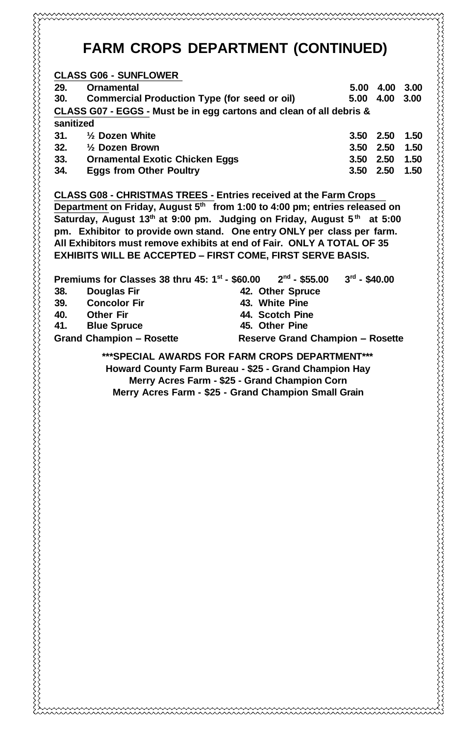# FARM CROPS DEPARTMENT (CONTINUED)

**CLASS G06 - SUNFLOWER**

| | | | | |
|---|---|---|---|---|
| 29. | Ornamental | 5.00 | 4.00 | 3.00 |
| 30. | Commercial Production Type (for seed or oil) | 5.00 | 4.00 | 3.00 |

**CLASS G07 - EGGS - Must be in egg cartons and clean of all debris & sanitized**

| | | | | |
|---|---|---|---|---|
| 31. | ½ Dozen White | 3.50 | 2.50 | 1.50 |
| 32. | ½ Dozen Brown | 3.50 | 2.50 | 1.50 |
| 33. | Ornamental Exotic Chicken Eggs | 3.50 | 2.50 | 1.50 |
| 34. | Eggs from Other Poultry | 3.50 | 2.50 | 1.50 |

**CLASS G08 - CHRISTMAS TREES - Entries received at the Farm Crops Department on Friday, August 5th from 1:00 to 4:00 pm; entries released on Saturday, August 13th at 9:00 pm. Judging on Friday, August 5th at 5:00 pm. Exhibitor to provide own stand. One entry ONLY per class per farm. All Exhibitors must remove exhibits at end of Fair. ONLY A TOTAL OF 35 EXHIBITS WILL BE ACCEPTED – FIRST COME, FIRST SERVE BASIS.**

**Premiums for Classes 38 thru 45: 1st - $60.00 2nd - $55.00 3rd - $40.00**

- **38. Douglas Fir**
- **39. Concolor Fir**
- **40. Other Fir**
- **41. Blue Spruce**
- **42. Other Spruce**
- **43. White Pine**
- **44. Scotch Pine**
- **45. Other Pine**

**Grand Champion – Rosette**

**Reserve Grand Champion – Rosette**

**\*\*\*SPECIAL AWARDS FOR FARM CROPS DEPARTMENT\*\*\***

**Howard County Farm Bureau - $25 - Grand Champion Hay**

**Merry Acres Farm - $25 - Grand Champion Corn**

**Merry Acres Farm - $25 - Grand Champion Small Grain**